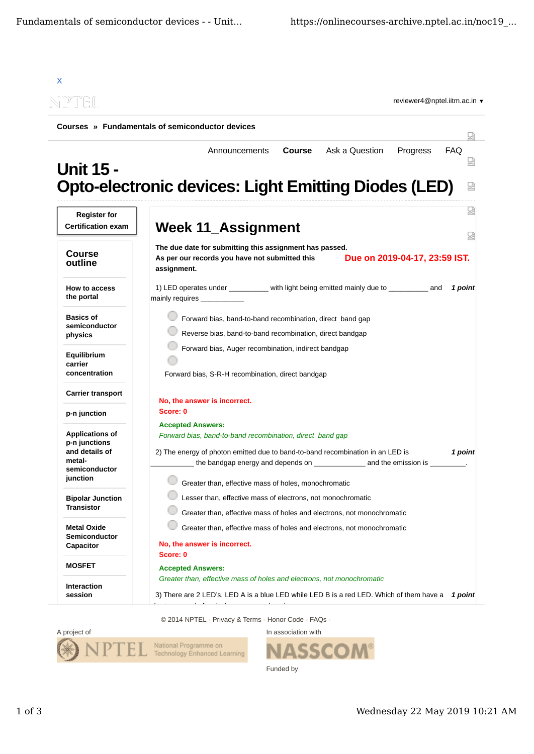X

reviewer4@nptel.iitm.ac.in ▼

Courses » Fundamentals of semiconductor devices

Announcements | **Course** | Ask a Question | Progress | FAQ

# Unit 15 - Opto-electronic devices: Light Emitting Diodes (LED)

Register for Certification exam

**Course outline**

- How to access the portal
- Basics of semiconductor physics
- Equilibrium carrier concentration
- Carrier transport
- p-n junction
- Applications of p-n junctions and details of metal-semiconductor junction
- Bipolar Junction Transistor
- Metal Oxide Semiconductor Capacitor
- MOSFET
- Interaction session

## Week 11_Assignment

**The due date for submitting this assignment has passed.**
**As per our records you have not submitted this assignment.**

**Due on 2019-04-17, 23:59 IST.**

1) LED operates under __________ with light being emitted mainly due to __________ and mainly requires ___________ *1 point*

- Forward bias, band-to-band recombination, direct band gap
- Reverse bias, band-to-band recombination, direct bandgap
- Forward bias, Auger recombination, indirect bandgap
- Forward bias, S-R-H recombination, direct bandgap

**No, the answer is incorrect.**
**Score: 0**

**Accepted Answers:**
*Forward bias, band-to-band recombination, direct band gap*

2) The energy of photon emitted due to band-to-band recombination in an LED is ___________ the bandgap energy and depends on _____________ and the emission is _________. *1 point*

- Greater than, effective mass of holes, monochromatic
- Lesser than, effective mass of electrons, not monochromatic
- Greater than, effective mass of holes and electrons, not monochromatic
- Greater than, effective mass of holes and electrons, not monochromatic

**No, the answer is incorrect.**
**Score: 0**

**Accepted Answers:**
*Greater than, effective mass of holes and electrons, not monochromatic*

3) There are 2 LED's. LED A is a blue LED while LED B is a red LED. Which of them have a *1 point*

© 2014 NPTEL - Privacy & Terms - Honor Code - FAQs -

A project of NPTEL National Programme on Technology Enhanced Learning

In association with NASSCOM

Funded by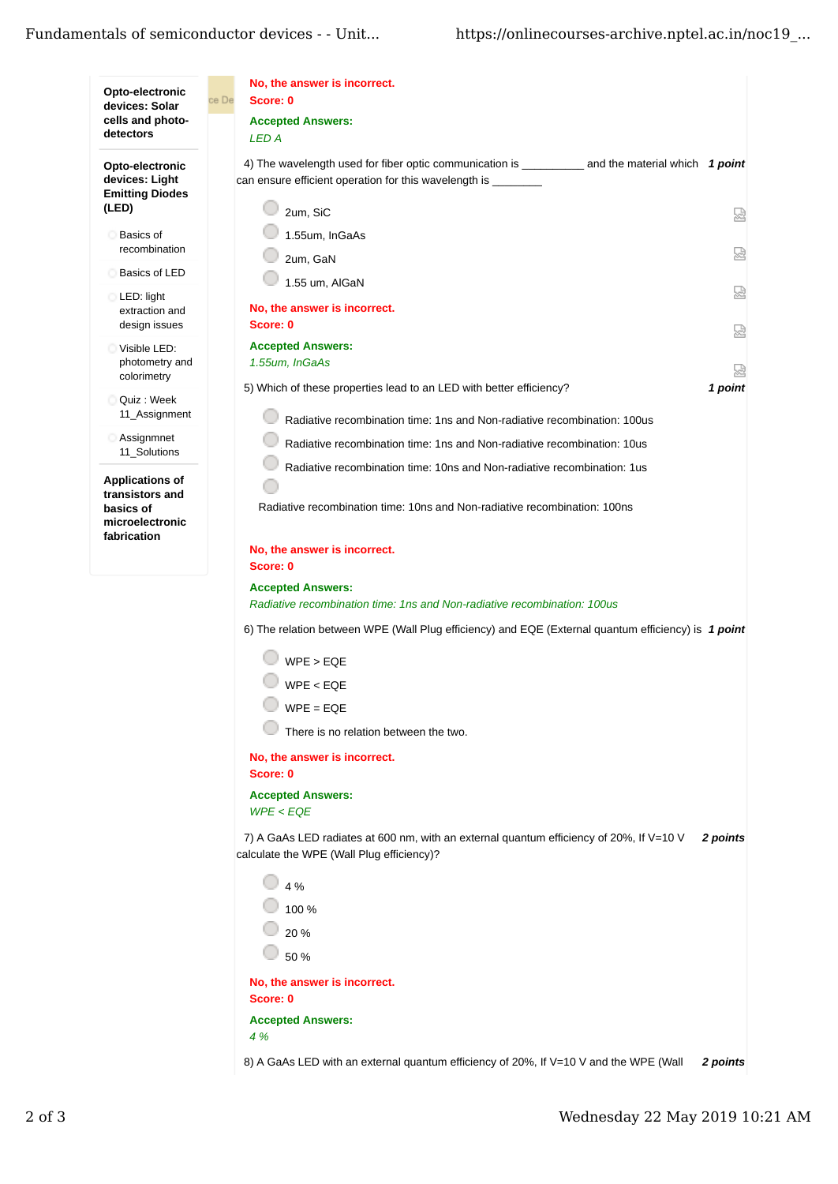**Opto-electronic devices: Solar cells and photo-detectors**

**Opto-electronic devices: Light Emitting Diodes (LED)**

- Basics of recombination
- Basics of LED
- LED: light extraction and design issues
- Visible LED: photometry and colorimetry
- Quiz : Week 11_Assignment
- Assignmnet 11_Solutions

**Applications of transistors and basics of microelectronic fabrication**

**No, the answer is incorrect.**
**Score: 0**

**Accepted Answers:**
*LED A*

4) The wavelength used for fiber optic communication is __________ and the material which can ensure efficient operation for this wavelength is ________ **1 point**

- 2um, SiC
- 1.55um, InGaAs
- 2um, GaN
- 1.55 um, AlGaN

**No, the answer is incorrect.**
**Score: 0**

**Accepted Answers:**
*1.55um, InGaAs*

5) Which of these properties lead to an LED with better efficiency? **1 point**

- Radiative recombination time: 1ns and Non-radiative recombination: 100us
- Radiative recombination time: 1ns and Non-radiative recombination: 10us
- Radiative recombination time: 10ns and Non-radiative recombination: 1us
- Radiative recombination time: 10ns and Non-radiative recombination: 100ns

**No, the answer is incorrect.**
**Score: 0**

**Accepted Answers:**
*Radiative recombination time: 1ns and Non-radiative recombination: 100us*

6) The relation between WPE (Wall Plug efficiency) and EQE (External quantum efficiency) is **1 point**

- WPE > EQE
- WPE < EQE
- WPE = EQE
- There is no relation between the two.

**No, the answer is incorrect.**
**Score: 0**

**Accepted Answers:**
*WPE < EQE*

7) A GaAs LED radiates at 600 nm, with an external quantum efficiency of 20%, If V=10 V calculate the WPE (Wall Plug efficiency)? **2 points**

- 4 %
- 100 %
- 20 %
- 50 %

**No, the answer is incorrect.**
**Score: 0**

**Accepted Answers:**
*4 %*

8) A GaAs LED with an external quantum efficiency of 20%, If V=10 V and the WPE (Wall **2 points**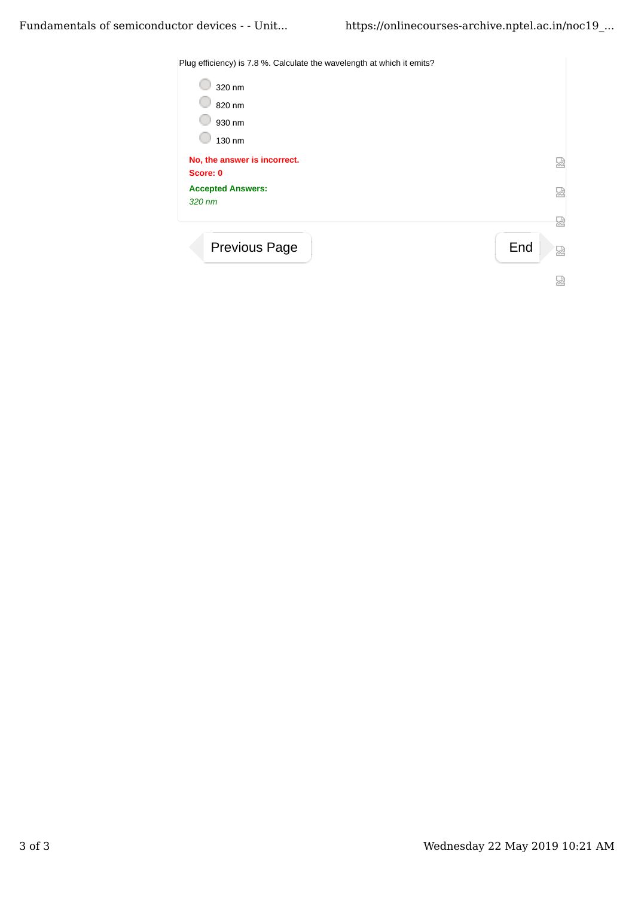Plug efficiency) is 7.8 %. Calculate the wavelength at which it emits?

- 320 nm
- 820 nm
- 930 nm
- 130 nm

**No, the answer is incorrect.**
**Score: 0**

**Accepted Answers:**
*320 nm*

Previous Page

End